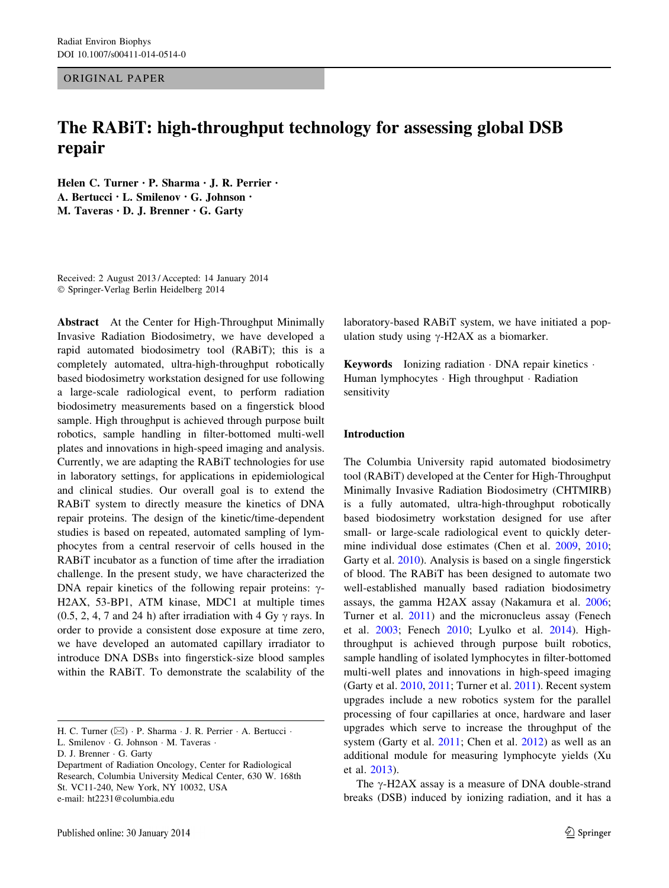ORIGINAL PAPER

# The RABiT: high-throughput technology for assessing global DSB repair

**Helen C. Turner · P. Sharma · J. R. Perrier · A. Bertucci · L. Smilenov · G. Johnson · M. Taveras · D. J. Brenner · G. Garty**

Received: 2 August 2013 / Accepted: 14 January 2014
© Springer-Verlag Berlin Heidelberg 2014

**Abstract** At the Center for High-Throughput Minimally Invasive Radiation Biodosimetry, we have developed a rapid automated biodosimetry tool (RABiT); this is a completely automated, ultra-high-throughput robotically based biodosimetry workstation designed for use following a large-scale radiological event, to perform radiation biodosimetry measurements based on a fingerstick blood sample. High throughput is achieved through purpose built robotics, sample handling in filter-bottomed multi-well plates and innovations in high-speed imaging and analysis. Currently, we are adapting the RABiT technologies for use in laboratory settings, for applications in epidemiological and clinical studies. Our overall goal is to extend the RABiT system to directly measure the kinetics of DNA repair proteins. The design of the kinetic/time-dependent studies is based on repeated, automated sampling of lymphocytes from a central reservoir of cells housed in the RABiT incubator as a function of time after the irradiation challenge. In the present study, we have characterized the DNA repair kinetics of the following repair proteins: γ-H2AX, 53-BP1, ATM kinase, MDC1 at multiple times (0.5, 2, 4, 7 and 24 h) after irradiation with 4 Gy γ rays. In order to provide a consistent dose exposure at time zero, we have developed an automated capillary irradiator to introduce DNA DSBs into fingerstick-size blood samples within the RABiT. To demonstrate the scalability of the laboratory-based RABiT system, we have initiated a population study using γ-H2AX as a biomarker.

**Keywords** Ionizing radiation · DNA repair kinetics · Human lymphocytes · High throughput · Radiation sensitivity

H. C. Turner (✉) · P. Sharma · J. R. Perrier · A. Bertucci · L. Smilenov · G. Johnson · M. Taveras · D. J. Brenner · G. Garty
Department of Radiation Oncology, Center for Radiological Research, Columbia University Medical Center, 630 W. 168th St. VC11-240, New York, NY 10032, USA
e-mail: ht2231@columbia.edu

## Introduction

The Columbia University rapid automated biodosimetry tool (RABiT) developed at the Center for High-Throughput Minimally Invasive Radiation Biodosimetry (CHTMIRB) is a fully automated, ultra-high-throughput robotically based biodosimetry workstation designed for use after small- or large-scale radiological event to quickly determine individual dose estimates (Chen et al. 2009, 2010; Garty et al. 2010). Analysis is based on a single fingerstick of blood. The RABiT has been designed to automate two well-established manually based radiation biodosimetry assays, the gamma H2AX assay (Nakamura et al. 2006; Turner et al. 2011) and the micronucleus assay (Fenech et al. 2003; Fenech 2010; Lyulko et al. 2014). High-throughput is achieved through purpose built robotics, sample handling of isolated lymphocytes in filter-bottomed multi-well plates and innovations in high-speed imaging (Garty et al. 2010, 2011; Turner et al. 2011). Recent system upgrades include a new robotics system for the parallel processing of four capillaries at once, hardware and laser upgrades which serve to increase the throughput of the system (Garty et al. 2011; Chen et al. 2012) as well as an additional module for measuring lymphocyte yields (Xu et al. 2013).

The γ-H2AX assay is a measure of DNA double-strand breaks (DSB) induced by ionizing radiation, and it has a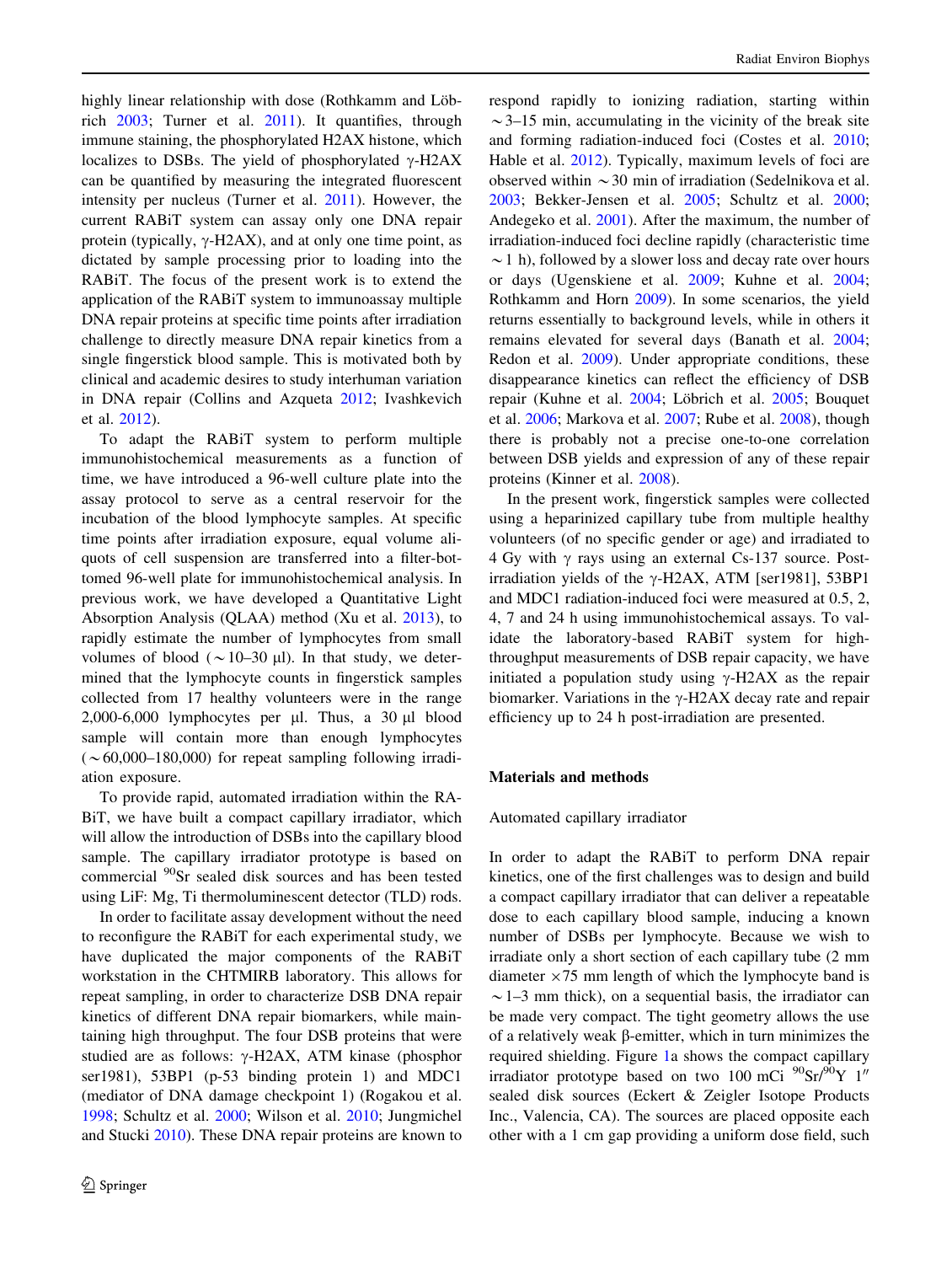highly linear relationship with dose (Rothkamm and Löbrich 2003; Turner et al. 2011). It quantifies, through immune staining, the phosphorylated H2AX histone, which localizes to DSBs. The yield of phosphorylated γ-H2AX can be quantified by measuring the integrated fluorescent intensity per nucleus (Turner et al. 2011). However, the current RABiT system can assay only one DNA repair protein (typically, γ-H2AX), and at only one time point, as dictated by sample processing prior to loading into the RABiT. The focus of the present work is to extend the application of the RABiT system to immunoassay multiple DNA repair proteins at specific time points after irradiation challenge to directly measure DNA repair kinetics from a single fingerstick blood sample. This is motivated both by clinical and academic desires to study interhuman variation in DNA repair (Collins and Azqueta 2012; Ivashkevich et al. 2012).

To adapt the RABiT system to perform multiple immunohistochemical measurements as a function of time, we have introduced a 96-well culture plate into the assay protocol to serve as a central reservoir for the incubation of the blood lymphocyte samples. At specific time points after irradiation exposure, equal volume aliquots of cell suspension are transferred into a filter-bottomed 96-well plate for immunohistochemical analysis. In previous work, we have developed a Quantitative Light Absorption Analysis (QLAA) method (Xu et al. 2013), to rapidly estimate the number of lymphocytes from small volumes of blood (~10–30 μl). In that study, we determined that the lymphocyte counts in fingerstick samples collected from 17 healthy volunteers were in the range 2,000-6,000 lymphocytes per μl. Thus, a 30 μl blood sample will contain more than enough lymphocytes (~60,000–180,000) for repeat sampling following irradiation exposure.

To provide rapid, automated irradiation within the RABiT, we have built a compact capillary irradiator, which will allow the introduction of DSBs into the capillary blood sample. The capillary irradiator prototype is based on commercial $^{90}$Sr sealed disk sources and has been tested using LiF: Mg, Ti thermoluminescent detector (TLD) rods.

In order to facilitate assay development without the need to reconfigure the RABiT for each experimental study, we have duplicated the major components of the RABiT workstation in the CHTMIRB laboratory. This allows for repeat sampling, in order to characterize DSB DNA repair kinetics of different DNA repair biomarkers, while maintaining high throughput. The four DSB proteins that were studied are as follows: γ-H2AX, ATM kinase (phosphor ser1981), 53BP1 (p-53 binding protein 1) and MDC1 (mediator of DNA damage checkpoint 1) (Rogakou et al. 1998; Schultz et al. 2000; Wilson et al. 2010; Jungmichel and Stucki 2010). These DNA repair proteins are known to respond rapidly to ionizing radiation, starting within ~3–15 min, accumulating in the vicinity of the break site and forming radiation-induced foci (Costes et al. 2010; Hable et al. 2012). Typically, maximum levels of foci are observed within ~30 min of irradiation (Sedelnikova et al. 2003; Bekker-Jensen et al. 2005; Schultz et al. 2000; Andegeko et al. 2001). After the maximum, the number of irradiation-induced foci decline rapidly (characteristic time ~1 h), followed by a slower loss and decay rate over hours or days (Ugenskiene et al. 2009; Kuhne et al. 2004; Rothkamm and Horn 2009). In some scenarios, the yield returns essentially to background levels, while in others it remains elevated for several days (Banath et al. 2004; Redon et al. 2009). Under appropriate conditions, these disappearance kinetics can reflect the efficiency of DSB repair (Kuhne et al. 2004; Löbrich et al. 2005; Bouquet et al. 2006; Markova et al. 2007; Rube et al. 2008), though there is probably not a precise one-to-one correlation between DSB yields and expression of any of these repair proteins (Kinner et al. 2008).

In the present work, fingerstick samples were collected using a heparinized capillary tube from multiple healthy volunteers (of no specific gender or age) and irradiated to 4 Gy with γ rays using an external Cs-137 source. Post-irradiation yields of the γ-H2AX, ATM [ser1981], 53BP1 and MDC1 radiation-induced foci were measured at 0.5, 2, 4, 7 and 24 h using immunohistochemical assays. To validate the laboratory-based RABiT system for high-throughput measurements of DSB repair capacity, we have initiated a population study using γ-H2AX as the repair biomarker. Variations in the γ-H2AX decay rate and repair efficiency up to 24 h post-irradiation are presented.

## Materials and methods

### Automated capillary irradiator

In order to adapt the RABiT to perform DNA repair kinetics, one of the first challenges was to design and build a compact capillary irradiator that can deliver a repeatable dose to each capillary blood sample, inducing a known number of DSBs per lymphocyte. Because we wish to irradiate only a short section of each capillary tube (2 mm diameter ×75 mm length of which the lymphocyte band is ~1–3 mm thick), on a sequential basis, the irradiator can be made very compact. The tight geometry allows the use of a relatively weak β-emitter, which in turn minimizes the required shielding. Figure 1a shows the compact capillary irradiator prototype based on two 100 mCi $^{90}$Sr/$^{90}$Y 1″ sealed disk sources (Eckert & Zeigler Isotope Products Inc., Valencia, CA). The sources are placed opposite each other with a 1 cm gap providing a uniform dose field, such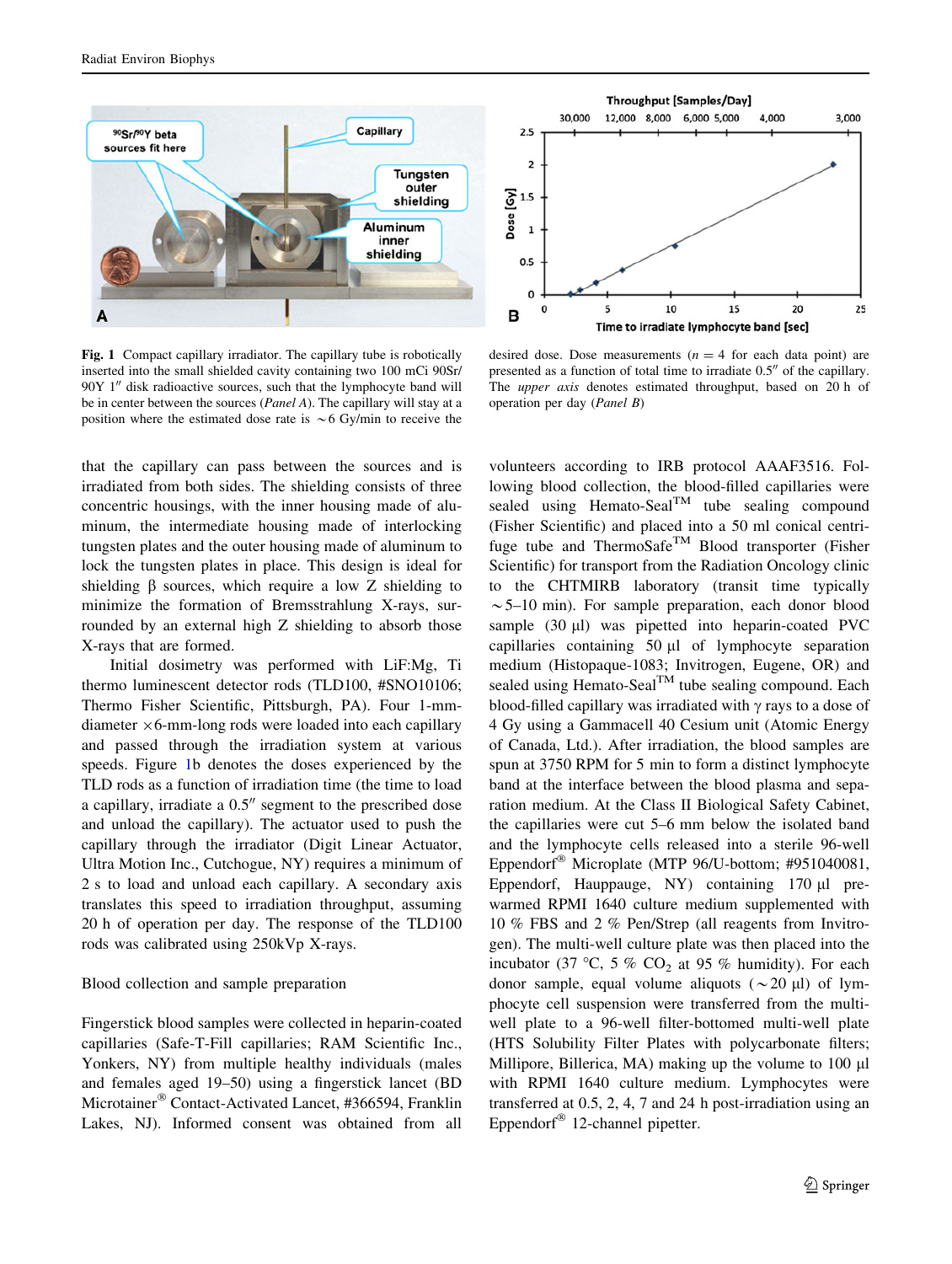**Fig. 1** Compact capillary irradiator. The capillary tube is robotically inserted into the small shielded cavity containing two 100 mCi 90Sr/90Y 1″ disk radioactive sources, such that the lymphocyte band will be in center between the sources (*Panel A*). The capillary will stay at a position where the estimated dose rate is ~6 Gy/min to receive the desired dose. Dose measurements ($n = 4$ for each data point) are presented as a function of total time to irradiate 0.5″ of the capillary. The *upper axis* denotes estimated throughput, based on 20 h of operation per day (*Panel B*)

that the capillary can pass between the sources and is irradiated from both sides. The shielding consists of three concentric housings, with the inner housing made of aluminum, the intermediate housing made of interlocking tungsten plates and the outer housing made of aluminum to lock the tungsten plates in place. This design is ideal for shielding β sources, which require a low Z shielding to minimize the formation of Bremsstrahlung X-rays, surrounded by an external high Z shielding to absorb those X-rays that are formed.

Initial dosimetry was performed with LiF:Mg, Ti thermo luminescent detector rods (TLD100, #SNO10106; Thermo Fisher Scientific, Pittsburgh, PA). Four 1-mm-diameter ×6-mm-long rods were loaded into each capillary and passed through the irradiation system at various speeds. Figure 1b denotes the doses experienced by the TLD rods as a function of irradiation time (the time to load a capillary, irradiate a 0.5″ segment to the prescribed dose and unload the capillary). The actuator used to push the capillary through the irradiator (Digit Linear Actuator, Ultra Motion Inc., Cutchogue, NY) requires a minimum of 2 s to load and unload each capillary. A secondary axis translates this speed to irradiation throughput, assuming 20 h of operation per day. The response of the TLD100 rods was calibrated using 250kVp X-rays.

### Blood collection and sample preparation

Fingerstick blood samples were collected in heparin-coated capillaries (Safe-T-Fill capillaries; RAM Scientific Inc., Yonkers, NY) from multiple healthy individuals (males and females aged 19–50) using a fingerstick lancet (BD Microtainer® Contact-Activated Lancet, #366594, Franklin Lakes, NJ). Informed consent was obtained from all volunteers according to IRB protocol AAAF3516. Following blood collection, the blood-filled capillaries were sealed using Hemato-Seal™ tube sealing compound (Fisher Scientific) and placed into a 50 ml conical centrifuge tube and ThermoSafe™ Blood transporter (Fisher Scientific) for transport from the Radiation Oncology clinic to the CHTMIRB laboratory (transit time typically ~5–10 min). For sample preparation, each donor blood sample (30 µl) was pipetted into heparin-coated PVC capillaries containing 50 µl of lymphocyte separation medium (Histopaque-1083; Invitrogen, Eugene, OR) and sealed using Hemato-Seal™ tube sealing compound. Each blood-filled capillary was irradiated with γ rays to a dose of 4 Gy using a Gammacell 40 Cesium unit (Atomic Energy of Canada, Ltd.). After irradiation, the blood samples are spun at 3750 RPM for 5 min to form a distinct lymphocyte band at the interface between the blood plasma and separation medium. At the Class II Biological Safety Cabinet, the capillaries were cut 5–6 mm below the isolated band and the lymphocyte cells released into a sterile 96-well Eppendorf® Microplate (MTP 96/U-bottom; #951040081, Eppendorf, Hauppauge, NY) containing 170 µl pre-warmed RPMI 1640 culture medium supplemented with 10 % FBS and 2 % Pen/Strep (all reagents from Invitrogen). The multi-well culture plate was then placed into the incubator (37 °C, 5 % $CO_2$ at 95 % humidity). For each donor sample, equal volume aliquots (~20 µl) of lymphocyte cell suspension were transferred from the multi-well plate to a 96-well filter-bottomed multi-well plate (HTS Solubility Filter Plates with polycarbonate filters; Millipore, Billerica, MA) making up the volume to 100 µl with RPMI 1640 culture medium. Lymphocytes were transferred at 0.5, 2, 4, 7 and 24 h post-irradiation using an Eppendorf® 12-channel pipetter.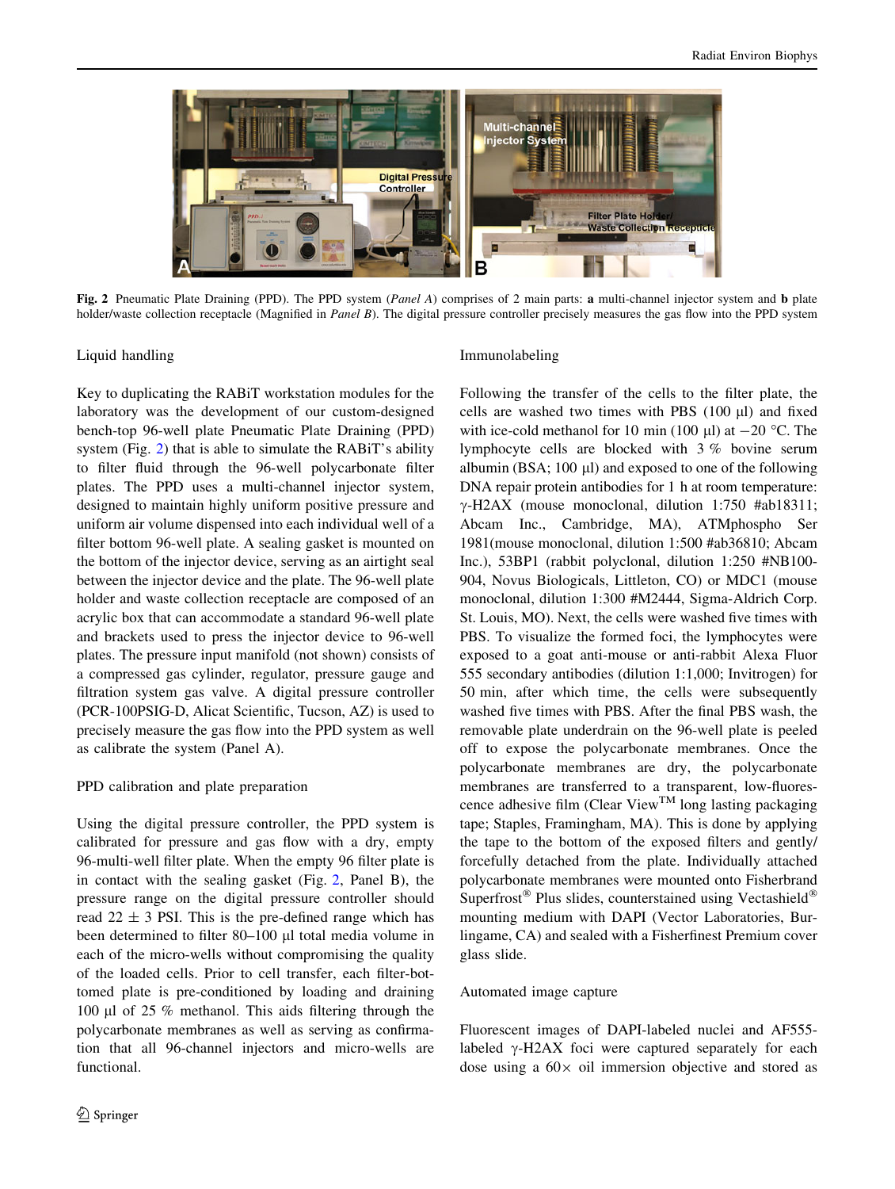**Fig. 2** Pneumatic Plate Draining (PPD). The PPD system (*Panel A*) comprises of 2 main parts: **a** multi-channel injector system and **b** plate holder/waste collection receptacle (Magnified in *Panel B*). The digital pressure controller precisely measures the gas flow into the PPD system

### Liquid handling

Key to duplicating the RABiT workstation modules for the laboratory was the development of our custom-designed bench-top 96-well plate Pneumatic Plate Draining (PPD) system (Fig. 2) that is able to simulate the RABiT's ability to filter fluid through the 96-well polycarbonate filter plates. The PPD uses a multi-channel injector system, designed to maintain highly uniform positive pressure and uniform air volume dispensed into each individual well of a filter bottom 96-well plate. A sealing gasket is mounted on the bottom of the injector device, serving as an airtight seal between the injector device and the plate. The 96-well plate holder and waste collection receptacle are composed of an acrylic box that can accommodate a standard 96-well plate and brackets used to press the injector device to 96-well plates. The pressure input manifold (not shown) consists of a compressed gas cylinder, regulator, pressure gauge and filtration system gas valve. A digital pressure controller (PCR-100PSIG-D, Alicat Scientific, Tucson, AZ) is used to precisely measure the gas flow into the PPD system as well as calibrate the system (Panel A).

### PPD calibration and plate preparation

Using the digital pressure controller, the PPD system is calibrated for pressure and gas flow with a dry, empty 96-multi-well filter plate. When the empty 96 filter plate is in contact with the sealing gasket (Fig. 2, Panel B), the pressure range on the digital pressure controller should read $22 \pm 3$ PSI. This is the pre-defined range which has been determined to filter 80–100 µl total media volume in each of the micro-wells without compromising the quality of the loaded cells. Prior to cell transfer, each filter-bottomed plate is pre-conditioned by loading and draining 100 µl of 25 % methanol. This aids filtering through the polycarbonate membranes as well as serving as confirmation that all 96-channel injectors and micro-wells are functional.

### Immunolabeling

Following the transfer of the cells to the filter plate, the cells are washed two times with PBS (100 µl) and fixed with ice-cold methanol for 10 min (100 µl) at −20 °C. The lymphocyte cells are blocked with 3 % bovine serum albumin (BSA; 100 µl) and exposed to one of the following DNA repair protein antibodies for 1 h at room temperature: γ-H2AX (mouse monoclonal, dilution 1:750 #ab18311; Abcam Inc., Cambridge, MA), ATMphospho Ser 1981(mouse monoclonal, dilution 1:500 #ab36810; Abcam Inc.), 53BP1 (rabbit polyclonal, dilution 1:250 #NB100-904, Novus Biologicals, Littleton, CO) or MDC1 (mouse monoclonal, dilution 1:300 #M2444, Sigma-Aldrich Corp. St. Louis, MO). Next, the cells were washed five times with PBS. To visualize the formed foci, the lymphocytes were exposed to a goat anti-mouse or anti-rabbit Alexa Fluor 555 secondary antibodies (dilution 1:1,000; Invitrogen) for 50 min, after which time, the cells were subsequently washed five times with PBS. After the final PBS wash, the removable plate underdrain on the 96-well plate is peeled off to expose the polycarbonate membranes. Once the polycarbonate membranes are dry, the polycarbonate membranes are transferred to a transparent, low-fluorescence adhesive film (Clear View™ long lasting packaging tape; Staples, Framingham, MA). This is done by applying the tape to the bottom of the exposed filters and gently/forcefully detached from the plate. Individually attached polycarbonate membranes were mounted onto Fisherbrand Superfrost® Plus slides, counterstained using Vectashield® mounting medium with DAPI (Vector Laboratories, Burlingame, CA) and sealed with a Fisherfinest Premium cover glass slide.

### Automated image capture

Fluorescent images of DAPI-labeled nuclei and AF555-labeled γ-H2AX foci were captured separately for each dose using a 60× oil immersion objective and stored as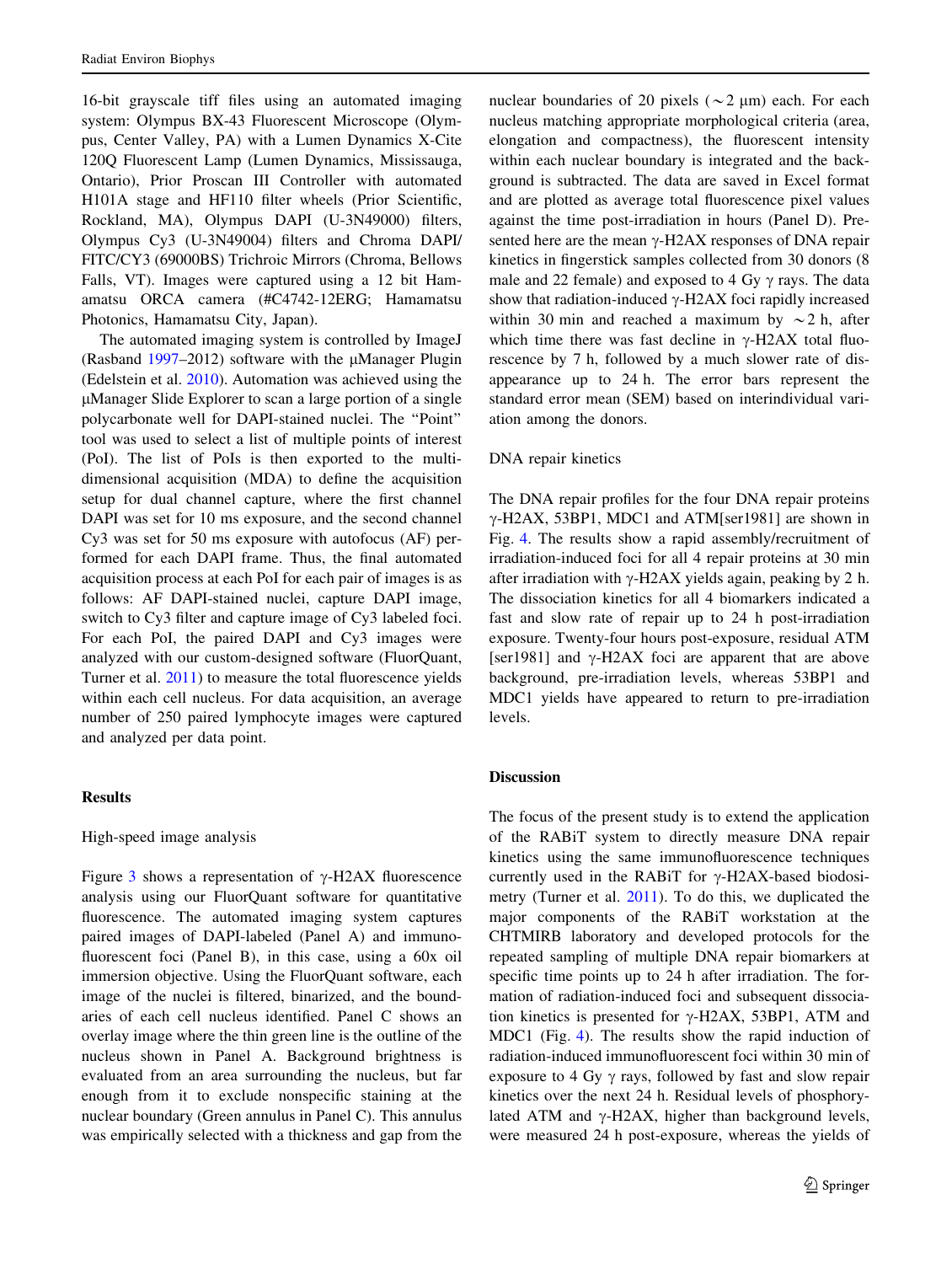16-bit grayscale tiff files using an automated imaging system: Olympus BX-43 Fluorescent Microscope (Olympus, Center Valley, PA) with a Lumen Dynamics X-Cite 120Q Fluorescent Lamp (Lumen Dynamics, Mississauga, Ontario), Prior Proscan III Controller with automated H101A stage and HF110 filter wheels (Prior Scientific, Rockland, MA), Olympus DAPI (U-3N49000) filters, Olympus Cy3 (U-3N49004) filters and Chroma DAPI/FITC/CY3 (69000BS) Trichroic Mirrors (Chroma, Bellows Falls, VT). Images were captured using a 12 bit Hamamatsu ORCA camera (#C4742-12ERG; Hamamatsu Photonics, Hamamatsu City, Japan).

The automated imaging system is controlled by ImageJ (Rasband 1997–2012) software with the μManager Plugin (Edelstein et al. 2010). Automation was achieved using the μManager Slide Explorer to scan a large portion of a single polycarbonate well for DAPI-stained nuclei. The "Point" tool was used to select a list of multiple points of interest (PoI). The list of PoIs is then exported to the multi-dimensional acquisition (MDA) to define the acquisition setup for dual channel capture, where the first channel DAPI was set for 10 ms exposure, and the second channel Cy3 was set for 50 ms exposure with autofocus (AF) performed for each DAPI frame. Thus, the final automated acquisition process at each PoI for each pair of images is as follows: AF DAPI-stained nuclei, capture DAPI image, switch to Cy3 filter and capture image of Cy3 labeled foci. For each PoI, the paired DAPI and Cy3 images were analyzed with our custom-designed software (FluorQuant, Turner et al. 2011) to measure the total fluorescence yields within each cell nucleus. For data acquisition, an average number of 250 paired lymphocyte images were captured and analyzed per data point.

## Results

### High-speed image analysis

Figure 3 shows a representation of γ-H2AX fluorescence analysis using our FluorQuant software for quantitative fluorescence. The automated imaging system captures paired images of DAPI-labeled (Panel A) and immunofluorescent foci (Panel B), in this case, using a 60x oil immersion objective. Using the FluorQuant software, each image of the nuclei is filtered, binarized, and the boundaries of each cell nucleus identified. Panel C shows an overlay image where the thin green line is the outline of the nucleus shown in Panel A. Background brightness is evaluated from an area surrounding the nucleus, but far enough from it to exclude nonspecific staining at the nuclear boundary (Green annulus in Panel C). This annulus was empirically selected with a thickness and gap from the nuclear boundaries of 20 pixels (~2 μm) each. For each nucleus matching appropriate morphological criteria (area, elongation and compactness), the fluorescent intensity within each nuclear boundary is integrated and the background is subtracted. The data are saved in Excel format and are plotted as average total fluorescence pixel values against the time post-irradiation in hours (Panel D). Presented here are the mean γ-H2AX responses of DNA repair kinetics in fingerstick samples collected from 30 donors (8 male and 22 female) and exposed to 4 Gy γ rays. The data show that radiation-induced γ-H2AX foci rapidly increased within 30 min and reached a maximum by ~2 h, after which time there was fast decline in γ-H2AX total fluorescence by 7 h, followed by a much slower rate of disappearance up to 24 h. The error bars represent the standard error mean (SEM) based on interindividual variation among the donors.

### DNA repair kinetics

The DNA repair profiles for the four DNA repair proteins γ-H2AX, 53BP1, MDC1 and ATM[ser1981] are shown in Fig. 4. The results show a rapid assembly/recruitment of irradiation-induced foci for all 4 repair proteins at 30 min after irradiation with γ-H2AX yields again, peaking by 2 h. The dissociation kinetics for all 4 biomarkers indicated a fast and slow rate of repair up to 24 h post-irradiation exposure. Twenty-four hours post-exposure, residual ATM [ser1981] and γ-H2AX foci are apparent that are above background, pre-irradiation levels, whereas 53BP1 and MDC1 yields have appeared to return to pre-irradiation levels.

## Discussion

The focus of the present study is to extend the application of the RABiT system to directly measure DNA repair kinetics using the same immunofluorescence techniques currently used in the RABiT for γ-H2AX-based biodosimetry (Turner et al. 2011). To do this, we duplicated the major components of the RABiT workstation at the CHTMIRB laboratory and developed protocols for the repeated sampling of multiple DNA repair biomarkers at specific time points up to 24 h after irradiation. The formation of radiation-induced foci and subsequent dissociation kinetics is presented for γ-H2AX, 53BP1, ATM and MDC1 (Fig. 4). The results show the rapid induction of radiation-induced immunofluorescent foci within 30 min of exposure to 4 Gy γ rays, followed by fast and slow repair kinetics over the next 24 h. Residual levels of phosphorylated ATM and γ-H2AX, higher than background levels, were measured 24 h post-exposure, whereas the yields of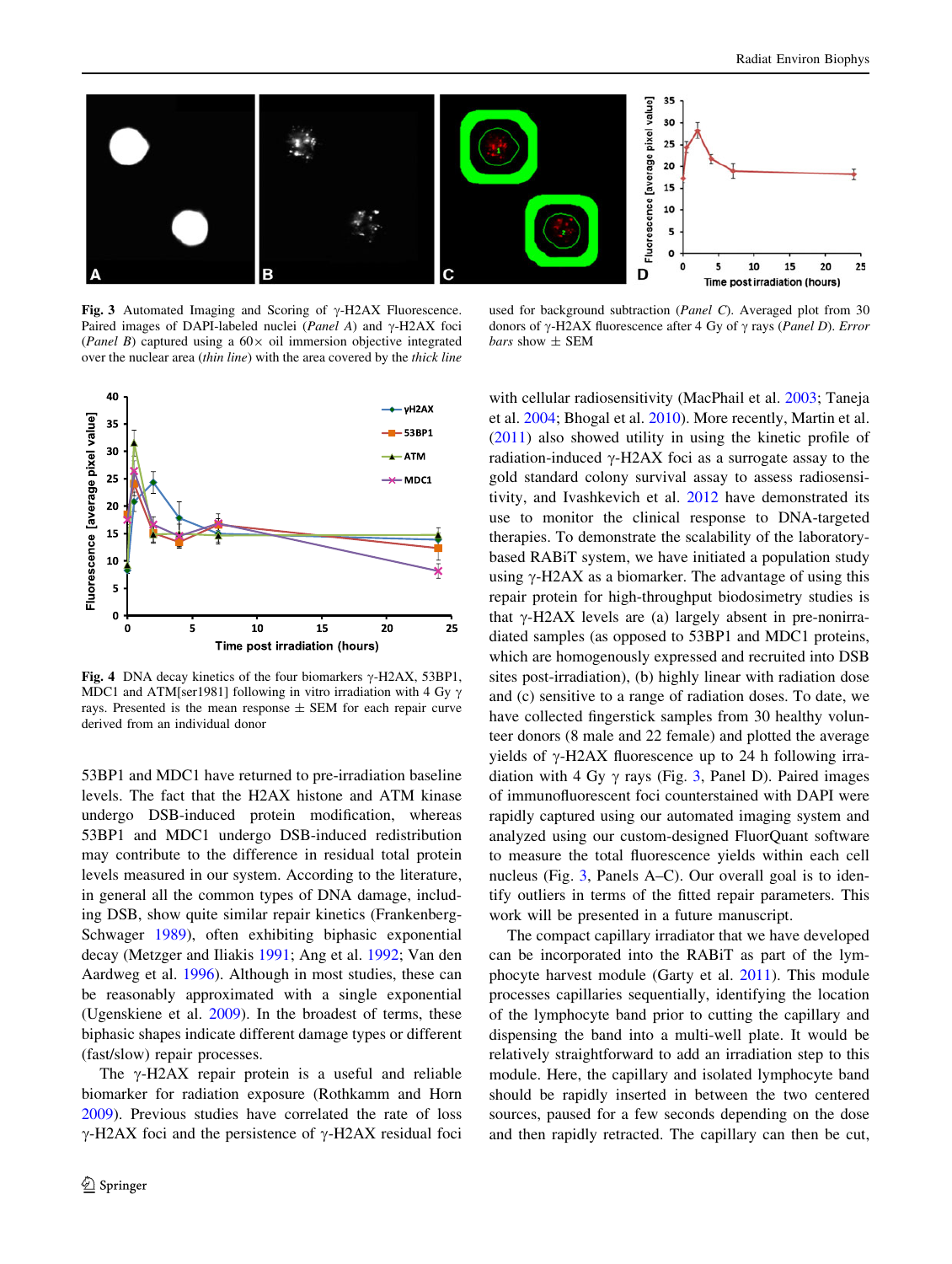**Fig. 3** Automated Imaging and Scoring of γ-H2AX Fluorescence. Paired images of DAPI-labeled nuclei (*Panel A*) and γ-H2AX foci (*Panel B*) captured using a 60× oil immersion objective integrated over the nuclear area (*thin line*) with the area covered by the *thick line* used for background subtraction (*Panel C*). Averaged plot from 30 donors of γ-H2AX fluorescence after 4 Gy of γ rays (*Panel D*). *Error bars* show ± SEM

**Fig. 4** DNA decay kinetics of the four biomarkers γ-H2AX, 53BP1, MDC1 and ATM[ser1981] following in vitro irradiation with 4 Gy γ rays. Presented is the mean response ± SEM for each repair curve derived from an individual donor

53BP1 and MDC1 have returned to pre-irradiation baseline levels. The fact that the H2AX histone and ATM kinase undergo DSB-induced protein modification, whereas 53BP1 and MDC1 undergo DSB-induced redistribution may contribute to the difference in residual total protein levels measured in our system. According to the literature, in general all the common types of DNA damage, including DSB, show quite similar repair kinetics (Frankenberg-Schwager 1989), often exhibiting biphasic exponential decay (Metzger and Iliakis 1991; Ang et al. 1992; Van den Aardweg et al. 1996). Although in most studies, these can be reasonably approximated with a single exponential (Ugenskiene et al. 2009). In the broadest of terms, these biphasic shapes indicate different damage types or different (fast/slow) repair processes.

The γ-H2AX repair protein is a useful and reliable biomarker for radiation exposure (Rothkamm and Horn 2009). Previous studies have correlated the rate of loss γ-H2AX foci and the persistence of γ-H2AX residual foci with cellular radiosensitivity (MacPhail et al. 2003; Taneja et al. 2004; Bhogal et al. 2010). More recently, Martin et al. (2011) also showed utility in using the kinetic profile of radiation-induced γ-H2AX foci as a surrogate assay to the gold standard colony survival assay to assess radiosensitivity, and Ivashkevich et al. 2012 have demonstrated its use to monitor the clinical response to DNA-targeted therapies. To demonstrate the scalability of the laboratory-based RABiT system, we have initiated a population study using γ-H2AX as a biomarker. The advantage of using this repair protein for high-throughput biodosimetry studies is that γ-H2AX levels are (a) largely absent in pre-nonirradiated samples (as opposed to 53BP1 and MDC1 proteins, which are homogenously expressed and recruited into DSB sites post-irradiation), (b) highly linear with radiation dose and (c) sensitive to a range of radiation doses. To date, we have collected fingerstick samples from 30 healthy volunteer donors (8 male and 22 female) and plotted the average yields of γ-H2AX fluorescence up to 24 h following irradiation with 4 Gy γ rays (Fig. 3, Panel D). Paired images of immunofluorescent foci counterstained with DAPI were rapidly captured using our automated imaging system and analyzed using our custom-designed FluorQuant software to measure the total fluorescence yields within each cell nucleus (Fig. 3, Panels A–C). Our overall goal is to identify outliers in terms of the fitted repair parameters. This work will be presented in a future manuscript.

The compact capillary irradiator that we have developed can be incorporated into the RABiT as part of the lymphocyte harvest module (Garty et al. 2011). This module processes capillaries sequentially, identifying the location of the lymphocyte band prior to cutting the capillary and dispensing the band into a multi-well plate. It would be relatively straightforward to add an irradiation step to this module. Here, the capillary and isolated lymphocyte band should be rapidly inserted in between the two centered sources, paused for a few seconds depending on the dose and then rapidly retracted. The capillary can then be cut,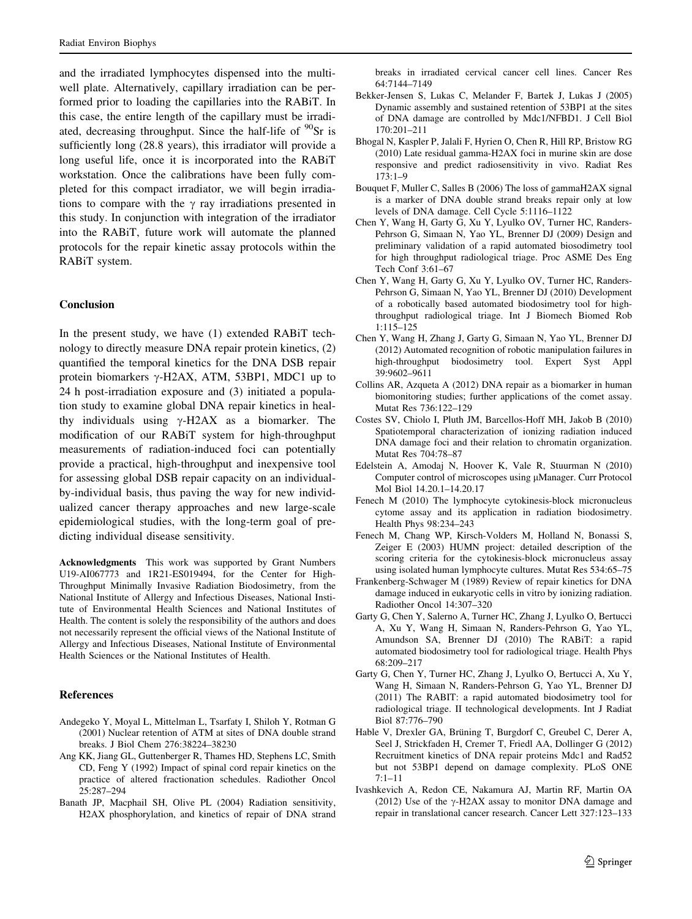and the irradiated lymphocytes dispensed into the multi-well plate. Alternatively, capillary irradiation can be performed prior to loading the capillaries into the RABiT. In this case, the entire length of the capillary must be irradiated, decreasing throughput. Since the half-life of $^{90}$Sr is sufficiently long (28.8 years), this irradiator will provide a long useful life, once it is incorporated into the RABiT workstation. Once the calibrations have been fully completed for this compact irradiator, we will begin irradiations to compare with the γ ray irradiations presented in this study. In conjunction with integration of the irradiator into the RABiT, future work will automate the planned protocols for the repair kinetic assay protocols within the RABiT system.

## Conclusion

In the present study, we have (1) extended RABiT technology to directly measure DNA repair protein kinetics, (2) quantified the temporal kinetics for the DNA DSB repair protein biomarkers γ-H2AX, ATM, 53BP1, MDC1 up to 24 h post-irradiation exposure and (3) initiated a population study to examine global DNA repair kinetics in healthy individuals using γ-H2AX as a biomarker. The modification of our RABiT system for high-throughput measurements of radiation-induced foci can potentially provide a practical, high-throughput and inexpensive tool for assessing global DSB repair capacity on an individual-by-individual basis, thus paving the way for new individualized cancer therapy approaches and new large-scale epidemiological studies, with the long-term goal of predicting individual disease sensitivity.

**Acknowledgments** This work was supported by Grant Numbers U19-AI067773 and 1R21-ES019494, for the Center for High-Throughput Minimally Invasive Radiation Biodosimetry, from the National Institute of Allergy and Infectious Diseases, National Institute of Environmental Health Sciences and National Institutes of Health. The content is solely the responsibility of the authors and does not necessarily represent the official views of the National Institute of Allergy and Infectious Diseases, National Institute of Environmental Health Sciences or the National Institutes of Health.

## References

Andegeko Y, Moyal L, Mittelman L, Tsarfaty I, Shiloh Y, Rotman G (2001) Nuclear retention of ATM at sites of DNA double strand breaks. J Biol Chem 276:38224–38230

Ang KK, Jiang GL, Guttenberger R, Thames HD, Stephens LC, Smith CD, Feng Y (1992) Impact of spinal cord repair kinetics on the practice of altered fractionation schedules. Radiother Oncol 25:287–294

Banath JP, Macphail SH, Olive PL (2004) Radiation sensitivity, H2AX phosphorylation, and kinetics of repair of DNA strand breaks in irradiated cervical cancer cell lines. Cancer Res 64:7144–7149

Bekker-Jensen S, Lukas C, Melander F, Bartek J, Lukas J (2005) Dynamic assembly and sustained retention of 53BP1 at the sites of DNA damage are controlled by Mdc1/NFBD1. J Cell Biol 170:201–211

Bhogal N, Kaspler P, Jalali F, Hyrien O, Chen R, Hill RP, Bristow RG (2010) Late residual gamma-H2AX foci in murine skin are dose responsive and predict radiosensitivity in vivo. Radiat Res 173:1–9

Bouquet F, Muller C, Salles B (2006) The loss of gammaH2AX signal is a marker of DNA double strand breaks repair only at low levels of DNA damage. Cell Cycle 5:1116–1122

Chen Y, Wang H, Garty G, Xu Y, Lyulko OV, Turner HC, Randers-Pehrson G, Simaan N, Yao YL, Brenner DJ (2009) Design and preliminary validation of a rapid automated biosodimetry tool for high throughput radiological triage. Proc ASME Des Eng Tech Conf 3:61–67

Chen Y, Wang H, Garty G, Xu Y, Lyulko OV, Turner HC, Randers-Pehrson G, Simaan N, Yao YL, Brenner DJ (2010) Development of a robotically based automated biodosimetry tool for high-throughput radiological triage. Int J Biomech Biomed Rob 1:115–125

Chen Y, Wang H, Zhang J, Garty G, Simaan N, Yao YL, Brenner DJ (2012) Automated recognition of robotic manipulation failures in high-throughput biodosimetry tool. Expert Syst Appl 39:9602–9611

Collins AR, Azqueta A (2012) DNA repair as a biomarker in human biomonitoring studies; further applications of the comet assay. Mutat Res 736:122–129

Costes SV, Chiolo I, Pluth JM, Barcellos-Hoff MH, Jakob B (2010) Spatiotemporal characterization of ionizing radiation induced DNA damage foci and their relation to chromatin organization. Mutat Res 704:78–87

Edelstein A, Amodaj N, Hoover K, Vale R, Stuurman N (2010) Computer control of microscopes using µManager. Curr Protocol Mol Biol 14.20.1–14.20.17

Fenech M (2010) The lymphocyte cytokinesis-block micronucleus cytome assay and its application in radiation biodosimetry. Health Phys 98:234–243

Fenech M, Chang WP, Kirsch-Volders M, Holland N, Bonassi S, Zeiger E (2003) HUMN project: detailed description of the scoring criteria for the cytokinesis-block micronucleus assay using isolated human lymphocyte cultures. Mutat Res 534:65–75

Frankenberg-Schwager M (1989) Review of repair kinetics for DNA damage induced in eukaryotic cells in vitro by ionizing radiation. Radiother Oncol 14:307–320

Garty G, Chen Y, Salerno A, Turner HC, Zhang J, Lyulko O, Bertucci A, Xu Y, Wang H, Simaan N, Randers-Pehrson G, Yao YL, Amundson SA, Brenner DJ (2010) The RABiT: a rapid automated biodosimetry tool for radiological triage. Health Phys 68:209–217

Garty G, Chen Y, Turner HC, Zhang J, Lyulko O, Bertucci A, Xu Y, Wang H, Simaan N, Randers-Pehrson G, Yao YL, Brenner DJ (2011) The RABIT: a rapid automated biodosimetry tool for radiological triage. II technological developments. Int J Radiat Biol 87:776–790

Hable V, Drexler GA, Brüning T, Burgdorf C, Greubel C, Derer A, Seel J, Strickfaden H, Cremer T, Friedl AA, Dollinger G (2012) Recruitment kinetics of DNA repair proteins Mdc1 and Rad52 but not 53BP1 depend on damage complexity. PLoS ONE 7:1–11

Ivashkevich A, Redon CE, Nakamura AJ, Martin RF, Martin OA (2012) Use of the γ-H2AX assay to monitor DNA damage and repair in translational cancer research. Cancer Lett 327:123–133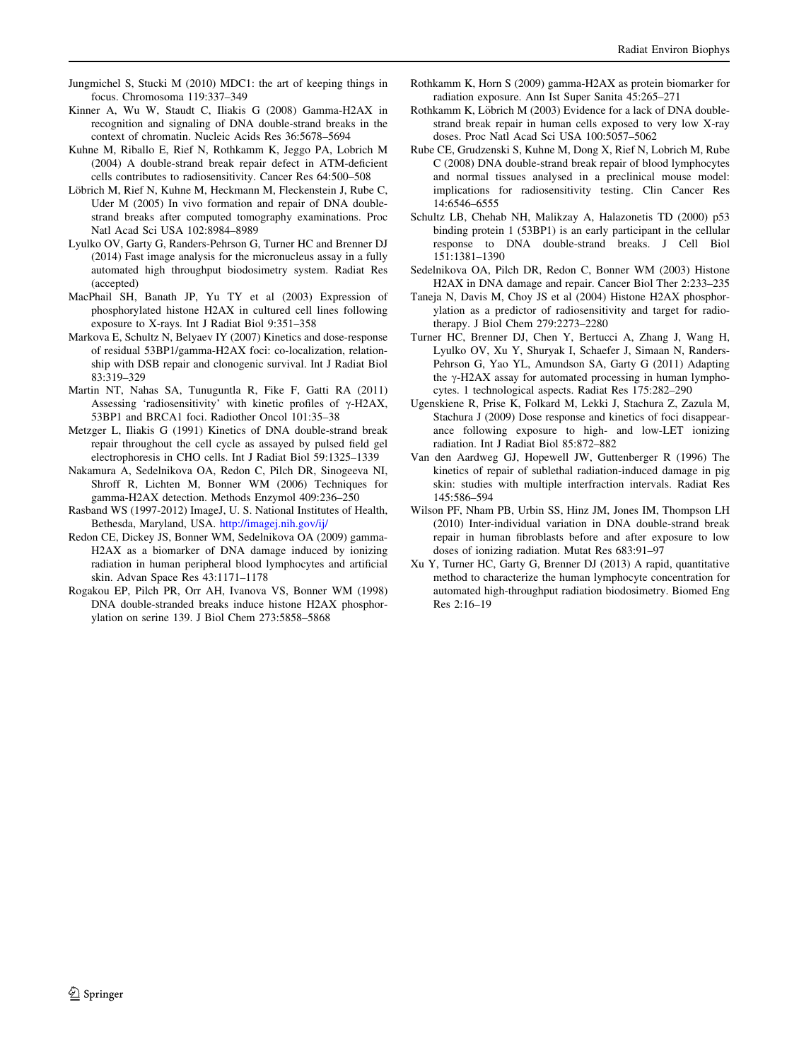Jungmichel S, Stucki M (2010) MDC1: the art of keeping things in focus. Chromosoma 119:337–349

Kinner A, Wu W, Staudt C, Iliakis G (2008) Gamma-H2AX in recognition and signaling of DNA double-strand breaks in the context of chromatin. Nucleic Acids Res 36:5678–5694

Kuhne M, Riballo E, Rief N, Rothkamm K, Jeggo PA, Lobrich M (2004) A double-strand break repair defect in ATM-deficient cells contributes to radiosensitivity. Cancer Res 64:500–508

Löbrich M, Rief N, Kuhne M, Heckmann M, Fleckenstein J, Rube C, Uder M (2005) In vivo formation and repair of DNA double-strand breaks after computed tomography examinations. Proc Natl Acad Sci USA 102:8984–8989

Lyulko OV, Garty G, Randers-Pehrson G, Turner HC and Brenner DJ (2014) Fast image analysis for the micronucleus assay in a fully automated high throughput biodosimetry system. Radiat Res (accepted)

MacPhail SH, Banath JP, Yu TY et al (2003) Expression of phosphorylated histone H2AX in cultured cell lines following exposure to X-rays. Int J Radiat Biol 9:351–358

Markova E, Schultz N, Belyaev IY (2007) Kinetics and dose-response of residual 53BP1/gamma-H2AX foci: co-localization, relationship with DSB repair and clonogenic survival. Int J Radiat Biol 83:319–329

Martin NT, Nahas SA, Tunuguntla R, Fike F, Gatti RA (2011) Assessing 'radiosensitivity' with kinetic profiles of γ-H2AX, 53BP1 and BRCA1 foci. Radiother Oncol 101:35–38

Metzger L, Iliakis G (1991) Kinetics of DNA double-strand break repair throughout the cell cycle as assayed by pulsed field gel electrophoresis in CHO cells. Int J Radiat Biol 59:1325–1339

Nakamura A, Sedelnikova OA, Redon C, Pilch DR, Sinogeeva NI, Shroff R, Lichten M, Bonner WM (2006) Techniques for gamma-H2AX detection. Methods Enzymol 409:236–250

Rasband WS (1997-2012) ImageJ, U. S. National Institutes of Health, Bethesda, Maryland, USA. http://imagej.nih.gov/ij/

Redon CE, Dickey JS, Bonner WM, Sedelnikova OA (2009) gamma-H2AX as a biomarker of DNA damage induced by ionizing radiation in human peripheral blood lymphocytes and artificial skin. Advan Space Res 43:1171–1178

Rogakou EP, Pilch PR, Orr AH, Ivanova VS, Bonner WM (1998) DNA double-stranded breaks induce histone H2AX phosphorylation on serine 139. J Biol Chem 273:5858–5868

Rothkamm K, Horn S (2009) gamma-H2AX as protein biomarker for radiation exposure. Ann Ist Super Sanita 45:265–271

Rothkamm K, Löbrich M (2003) Evidence for a lack of DNA double-strand break repair in human cells exposed to very low X-ray doses. Proc Natl Acad Sci USA 100:5057–5062

Rube CE, Grudzenski S, Kuhne M, Dong X, Rief N, Lobrich M, Rube C (2008) DNA double-strand break repair of blood lymphocytes and normal tissues analysed in a preclinical mouse model: implications for radiosensitivity testing. Clin Cancer Res 14:6546–6555

Schultz LB, Chehab NH, Malikzay A, Halazonetis TD (2000) p53 binding protein 1 (53BP1) is an early participant in the cellular response to DNA double-strand breaks. J Cell Biol 151:1381–1390

Sedelnikova OA, Pilch DR, Redon C, Bonner WM (2003) Histone H2AX in DNA damage and repair. Cancer Biol Ther 2:233–235

Taneja N, Davis M, Choy JS et al (2004) Histone H2AX phosphorylation as a predictor of radiosensitivity and target for radiotherapy. J Biol Chem 279:2273–2280

Turner HC, Brenner DJ, Chen Y, Bertucci A, Zhang J, Wang H, Lyulko OV, Xu Y, Shuryak I, Schaefer J, Simaan N, Randers-Pehrson G, Yao YL, Amundson SA, Garty G (2011) Adapting the γ-H2AX assay for automated processing in human lymphocytes. 1 technological aspects. Radiat Res 175:282–290

Ugenskiene R, Prise K, Folkard M, Lekki J, Stachura Z, Zazula M, Stachura J (2009) Dose response and kinetics of foci disappearance following exposure to high- and low-LET ionizing radiation. Int J Radiat Biol 85:872–882

Van den Aardweg GJ, Hopewell JW, Guttenberger R (1996) The kinetics of repair of sublethal radiation-induced damage in pig skin: studies with multiple interfraction intervals. Radiat Res 145:586–594

Wilson PF, Nham PB, Urbin SS, Hinz JM, Jones IM, Thompson LH (2010) Inter-individual variation in DNA double-strand break repair in human fibroblasts before and after exposure to low doses of ionizing radiation. Mutat Res 683:91–97

Xu Y, Turner HC, Garty G, Brenner DJ (2013) A rapid, quantitative method to characterize the human lymphocyte concentration for automated high-throughput radiation biodosimetry. Biomed Eng Res 2:16–19